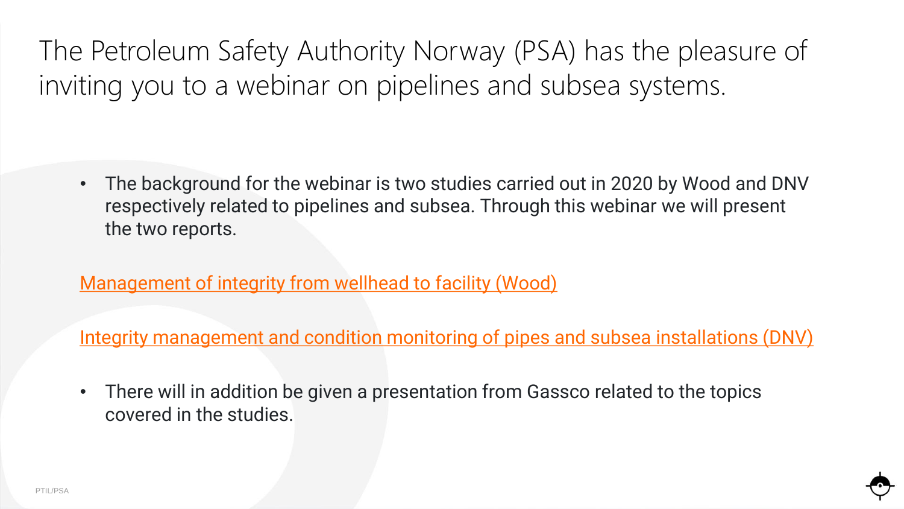# The Petroleum Safety Authority Norway (PSA) has the pleasure of inviting you to a webinar on pipelines and subsea systems.

- The background for the webinar is two studies carried out in 2020 by Wood and DNV respectively related to pipelines and subsea. Through this webinar we will present the two reports.

Management of integrity from wellhead to facility (Wood)

Integrity management and condition monitoring of pipes and subsea installations (DNV)

- There will in addition be given a presentation from Gassco related to the topics covered in the studies.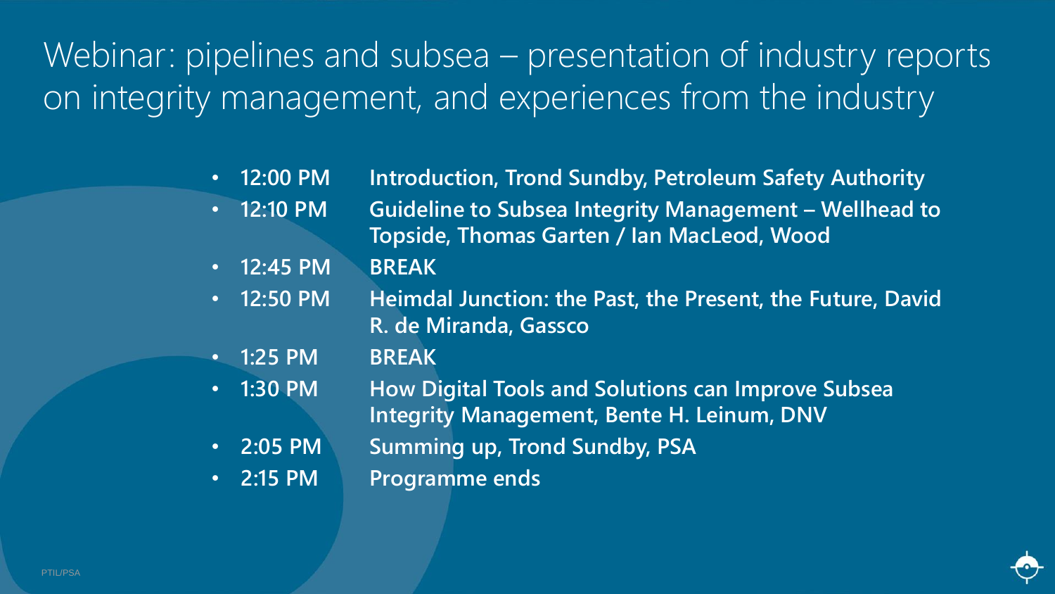# Webinar: pipelines and subsea – presentation of industry reports on integrity management, and experiences from the industry

- **12:00 PM** **Introduction, Trond Sundby, Petroleum Safety Authority**
- **12:10 PM** **Guideline to Subsea Integrity Management – Wellhead to Topside, Thomas Garten / Ian MacLeod, Wood**
- **12:45 PM** **BREAK**
- **12:50 PM** **Heimdal Junction: the Past, the Present, the Future, David R. de Miranda, Gassco**
- **1:25 PM** **BREAK**
- **1:30 PM** **How Digital Tools and Solutions can Improve Subsea Integrity Management, Bente H. Leinum, DNV**
- **2:05 PM** **Summing up, Trond Sundby, PSA**
- **2:15 PM** **Programme ends**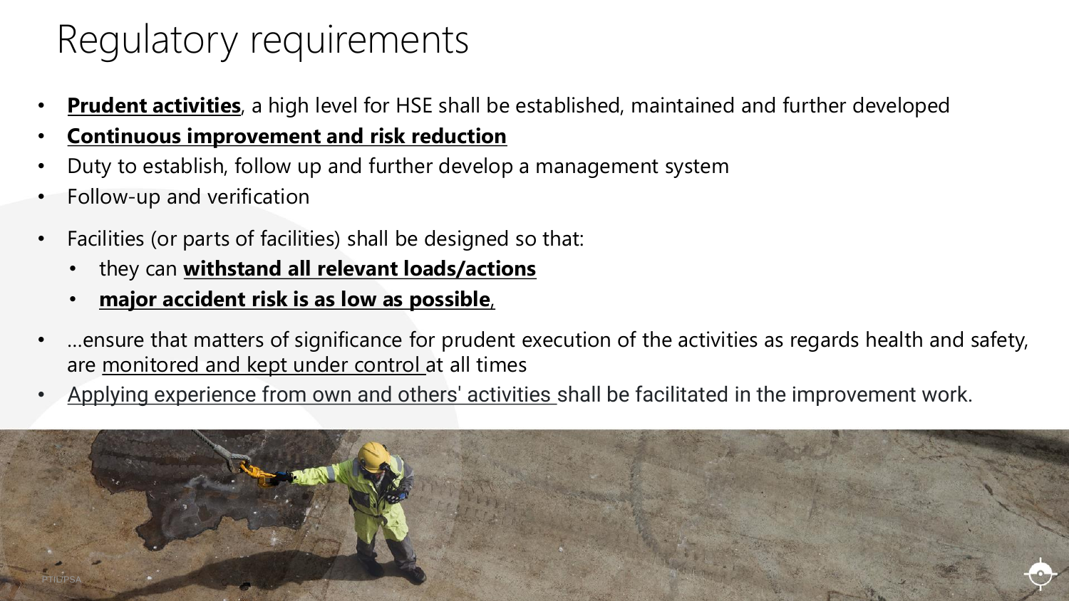# Regulatory requirements

- **Prudent activities**, a high level for HSE shall be established, maintained and further developed
- **Continuous improvement and risk reduction**
- Duty to establish, follow up and further develop a management system
- Follow-up and verification
- Facilities (or parts of facilities) shall be designed so that:
  - they can **withstand all relevant loads/actions**
  - **major accident risk is as low as possible**,
- ...ensure that matters of significance for prudent execution of the activities as regards health and safety, are monitored and kept under control at all times
- Applying experience from own and others' activities shall be facilitated in the improvement work.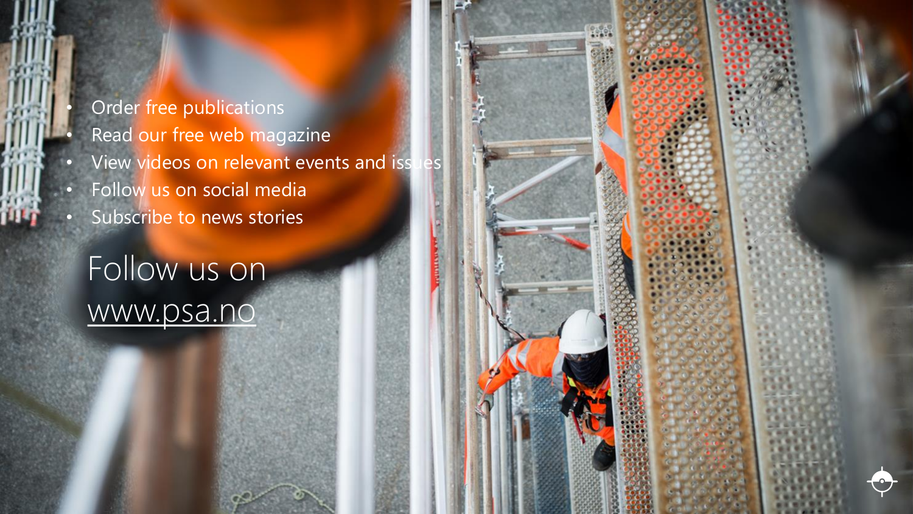- Order free publications
- Read our free web magazine
- View videos on relevant events and issues
- Follow us on social media
- Subscribe to news stories

# Follow us on www.psa.no